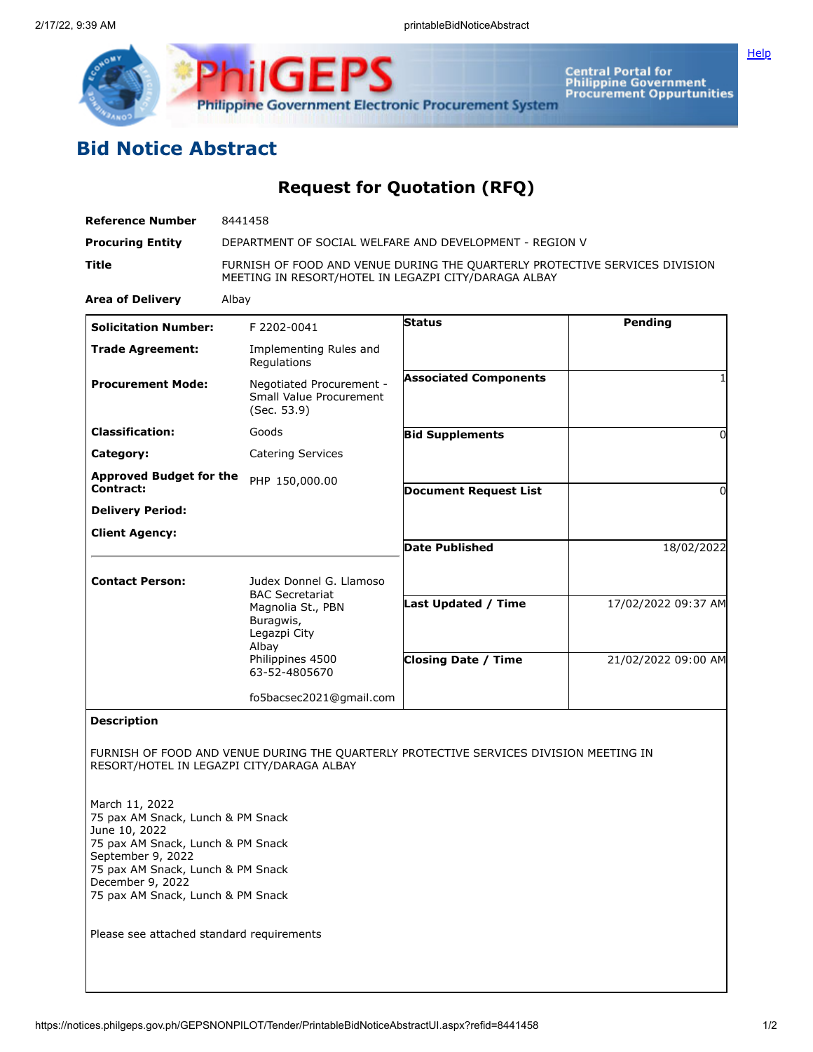# Bid Notice Abstract

## Request for Quotation (RFQ)

| | |
|---|---|
| **Reference Number** | 8441458 |
| **Procuring Entity** | DEPARTMENT OF SOCIAL WELFARE AND DEVELOPMENT - REGION V |
| **Title** | FURNISH OF FOOD AND VENUE DURING THE QUARTERLY PROTECTIVE SERVICES DIVISION MEETING IN RESORT/HOTEL IN LEGAZPI CITY/DARAGA ALBAY |
| **Area of Delivery** | Albay |

| | | | |
|---|---|---|---|
| **Solicitation Number:** | F 2202-0041 | **Status** | Pending |
| **Trade Agreement:** | Implementing Rules and Regulations | | |
| **Procurement Mode:** | Negotiated Procurement - Small Value Procurement (Sec. 53.9) | **Associated Components** | 1 |
| **Classification:** | Goods | **Bid Supplements** | 0 |
| **Category:** | Catering Services | | |
| **Approved Budget for the Contract:** | PHP 150,000.00 | **Document Request List** | 0 |
| **Delivery Period:** | | | |
| **Client Agency:** | | **Date Published** | 18/02/2022 |
| **Contact Person:** | Judex Donnel G. Llamoso<br>BAC Secretariat<br>Magnolia St., PBN<br>Buragwis,<br>Legazpi City<br>Albay<br>Philippines 4500<br>63-52-4805670<br><br>fo5bacsec2021@gmail.com | **Last Updated / Time** | 17/02/2022 09:37 AM |
| | | **Closing Date / Time** | 21/02/2022 09:00 AM |

**Description**

FURNISH OF FOOD AND VENUE DURING THE QUARTERLY PROTECTIVE SERVICES DIVISION MEETING IN RESORT/HOTEL IN LEGAZPI CITY/DARAGA ALBAY

March 11, 2022
75 pax AM Snack, Lunch & PM Snack
June 10, 2022
75 pax AM Snack, Lunch & PM Snack
September 9, 2022
75 pax AM Snack, Lunch & PM Snack
December 9, 2022
75 pax AM Snack, Lunch & PM Snack

Please see attached standard requirements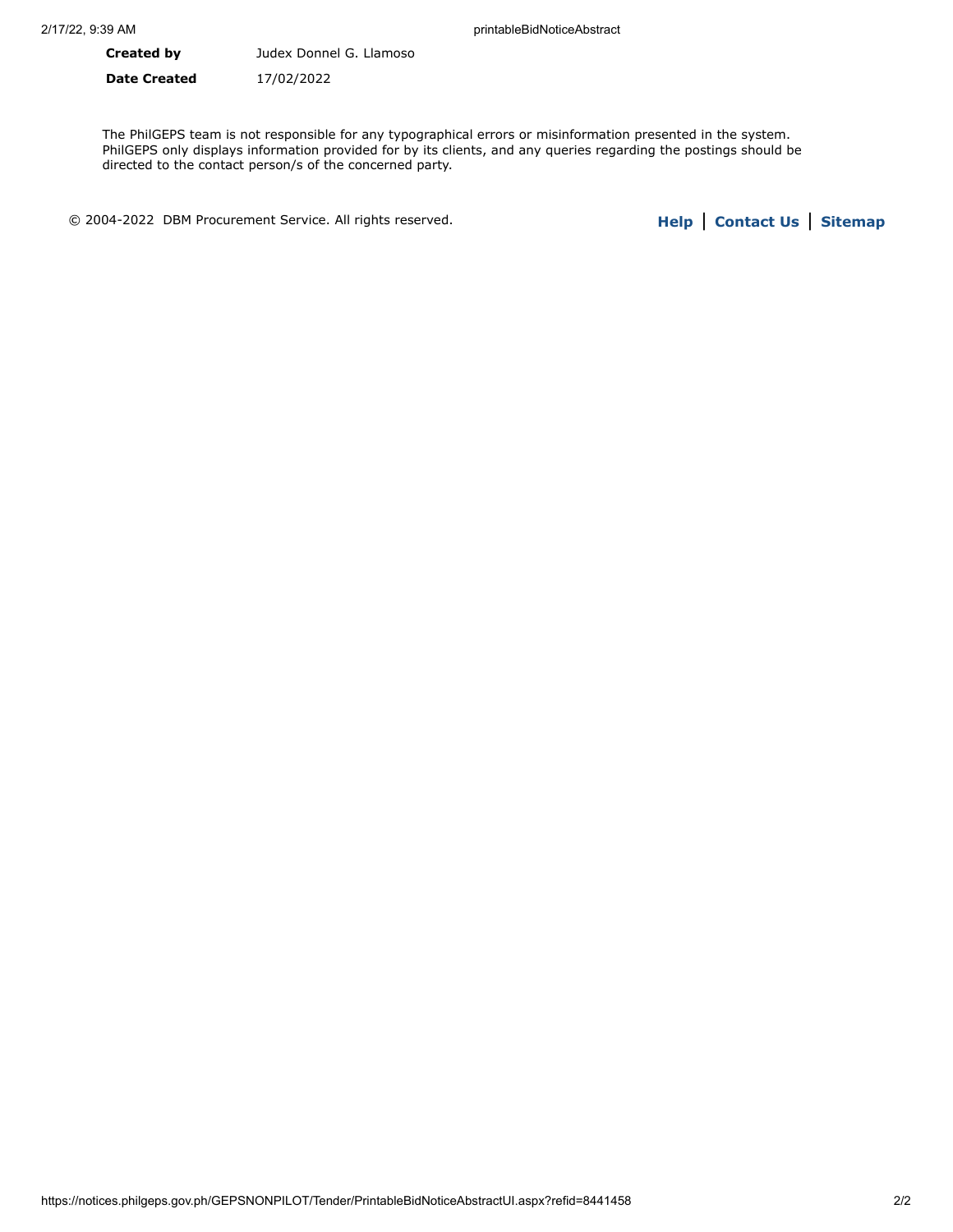| | |
|---|---|
| **Created by** | Judex Donnel G. Llamoso |
| **Date Created** | 17/02/2022 |

The PhilGEPS team is not responsible for any typographical errors or misinformation presented in the system. PhilGEPS only displays information provided for by its clients, and any queries regarding the postings should be directed to the contact person/s of the concerned party.

© 2004-2022 DBM Procurement Service. All rights reserved.

**Help** | **Contact Us** | **Sitemap**